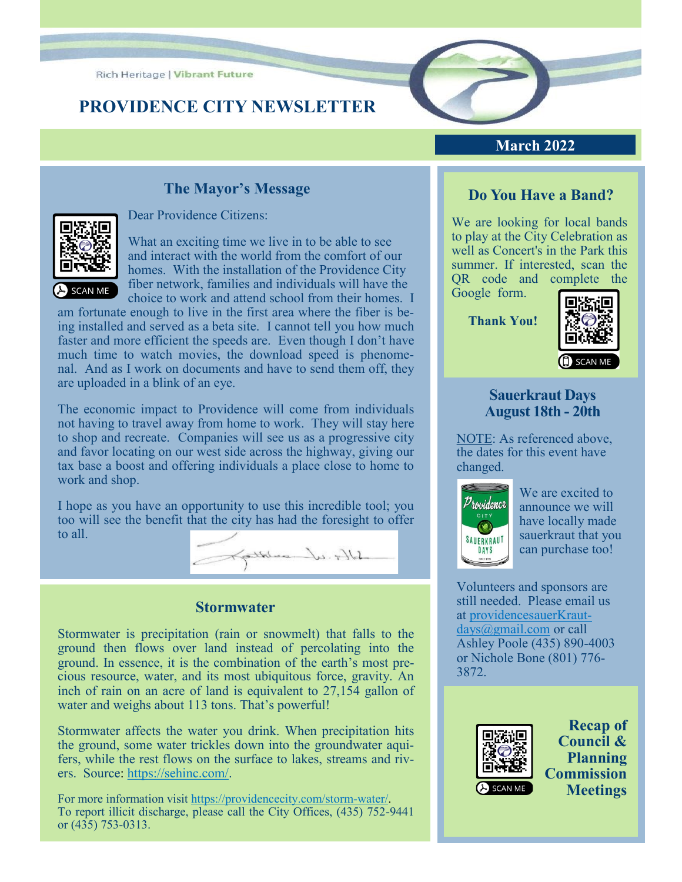Rich Heritage | Vibrant Future

# PROVIDENCE CITY NEWSLETTER

March 2022

## The Mayor's Message

SCAN ME

Dear Providence Citizens:

What an exciting time we live in to be able to see and interact with the world from the comfort of our homes. With the installation of the Providence City fiber network, families and individuals will have the choice to work and attend school from their homes. I am fortunate enough to live in the first area where the fiber is being installed and served as a beta site. I cannot tell you how much faster and more efficient the speeds are. Even though I don't have much time to watch movies, the download speed is phenomenal. And as I work on documents and have to send them off, they are uploaded in a blink of an eye.

The economic impact to Providence will come from individuals not having to travel away from home to work. They will stay here to shop and recreate. Companies will see us as a progressive city and favor locating on our west side across the highway, giving our tax base a boost and offering individuals a place close to home to work and shop.

I hope as you have an opportunity to use this incredible tool; you too will see the benefit that the city has had the foresight to offer to all.

## Stormwater

Stormwater is precipitation (rain or snowmelt) that falls to the ground then flows over land instead of percolating into the ground. In essence, it is the combination of the earth's most precious resource, water, and its most ubiquitous force, gravity. An inch of rain on an acre of land is equivalent to 27,154 gallon of water and weighs about 113 tons. That's powerful!

Stormwater affects the water you drink. When precipitation hits the ground, some water trickles down into the groundwater aquifers, while the rest flows on the surface to lakes, streams and rivers. Source: https://sehinc.com/.

For more information visit https://providencecity.com/storm-water/.
To report illicit discharge, please call the City Offices, (435) 752-9441 or (435) 753-0313.

## Do You Have a Band?

We are looking for local bands to play at the City Celebration as well as Concert's in the Park this summer. If interested, scan the QR code and complete the Google form.

**Thank You!**

SCAN ME

## Sauerkraut Days August 18th - 20th

NOTE: As referenced above, the dates for this event have changed.

We are excited to announce we will have locally made sauerkraut that you can purchase too!

Volunteers and sponsors are still needed. Please email us at providencesauerKrautdays@gmail.com or call Ashley Poole (435) 890-4003 or Nichole Bone (801) 776-3872.

## Recap of Council & Planning Commission Meetings

SCAN ME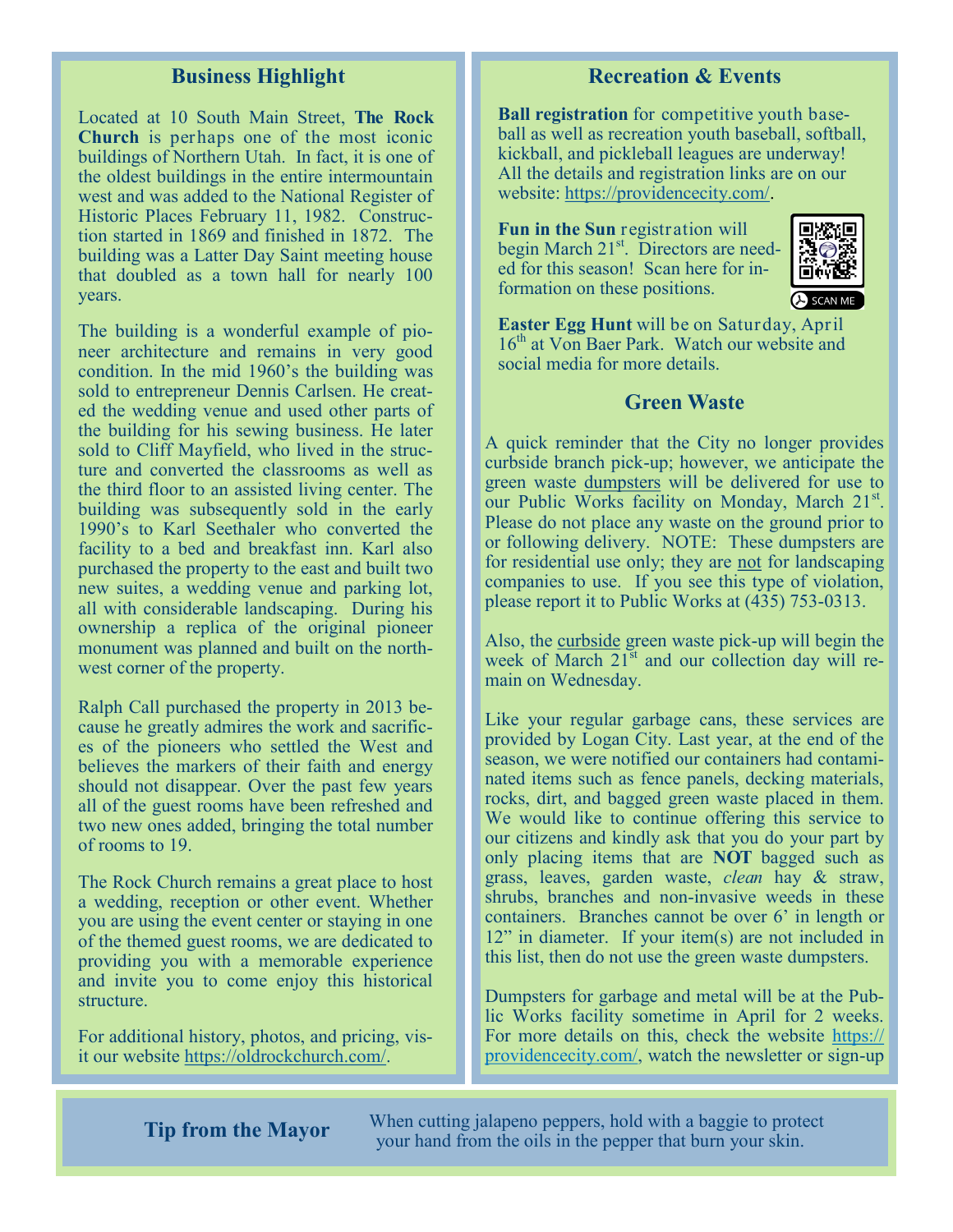## Business Highlight

Located at 10 South Main Street, **The Rock Church** is perhaps one of the most iconic buildings of Northern Utah. In fact, it is one of the oldest buildings in the entire intermountain west and was added to the National Register of Historic Places February 11, 1982. Construction started in 1869 and finished in 1872. The building was a Latter Day Saint meeting house that doubled as a town hall for nearly 100 years.

The building is a wonderful example of pioneer architecture and remains in very good condition. In the mid 1960's the building was sold to entrepreneur Dennis Carlsen. He created the wedding venue and used other parts of the building for his sewing business. He later sold to Cliff Mayfield, who lived in the structure and converted the classrooms as well as the third floor to an assisted living center. The building was subsequently sold in the early 1990's to Karl Seethaler who converted the facility to a bed and breakfast inn. Karl also purchased the property to the east and built two new suites, a wedding venue and parking lot, all with considerable landscaping. During his ownership a replica of the original pioneer monument was planned and built on the northwest corner of the property.

Ralph Call purchased the property in 2013 because he greatly admires the work and sacrifices of the pioneers who settled the West and believes the markers of their faith and energy should not disappear. Over the past few years all of the guest rooms have been refreshed and two new ones added, bringing the total number of rooms to 19.

The Rock Church remains a great place to host a wedding, reception or other event. Whether you are using the event center or staying in one of the themed guest rooms, we are dedicated to providing you with a memorable experience and invite you to come enjoy this historical structure.

For additional history, photos, and pricing, visit our website https://oldrockchurch.com/.

## Recreation & Events

**Ball registration** for competitive youth baseball as well as recreation youth baseball, softball, kickball, and pickleball leagues are underway! All the details and registration links are on our website: https://providencecity.com/.

**Fun in the Sun** registration will begin March 21st. Directors are needed for this season! Scan here for information on these positions.

SCAN ME

**Easter Egg Hunt** will be on Saturday, April 16th at Von Baer Park. Watch our website and social media for more details.

## Green Waste

A quick reminder that the City no longer provides curbside branch pick-up; however, we anticipate the green waste dumpsters will be delivered for use to our Public Works facility on Monday, March 21st. Please do not place any waste on the ground prior to or following delivery. NOTE: These dumpsters are for residential use only; they are not for landscaping companies to use. If you see this type of violation, please report it to Public Works at (435) 753-0313.

Also, the curbside green waste pick-up will begin the week of March 21st and our collection day will remain on Wednesday.

Like your regular garbage cans, these services are provided by Logan City. Last year, at the end of the season, we were notified our containers had contaminated items such as fence panels, decking materials, rocks, dirt, and bagged green waste placed in them. We would like to continue offering this service to our citizens and kindly ask that you do your part by only placing items that are **NOT** bagged such as grass, leaves, garden waste, *clean* hay & straw, shrubs, branches and non-invasive weeds in these containers. Branches cannot be over 6' in length or 12" in diameter. If your item(s) are not included in this list, then do not use the green waste dumpsters.

Dumpsters for garbage and metal will be at the Public Works facility sometime in April for 2 weeks. For more details on this, check the website https://providencecity.com/, watch the newsletter or sign-up

**Tip from the Mayor**

When cutting jalapeno peppers, hold with a baggie to protect your hand from the oils in the pepper that burn your skin.